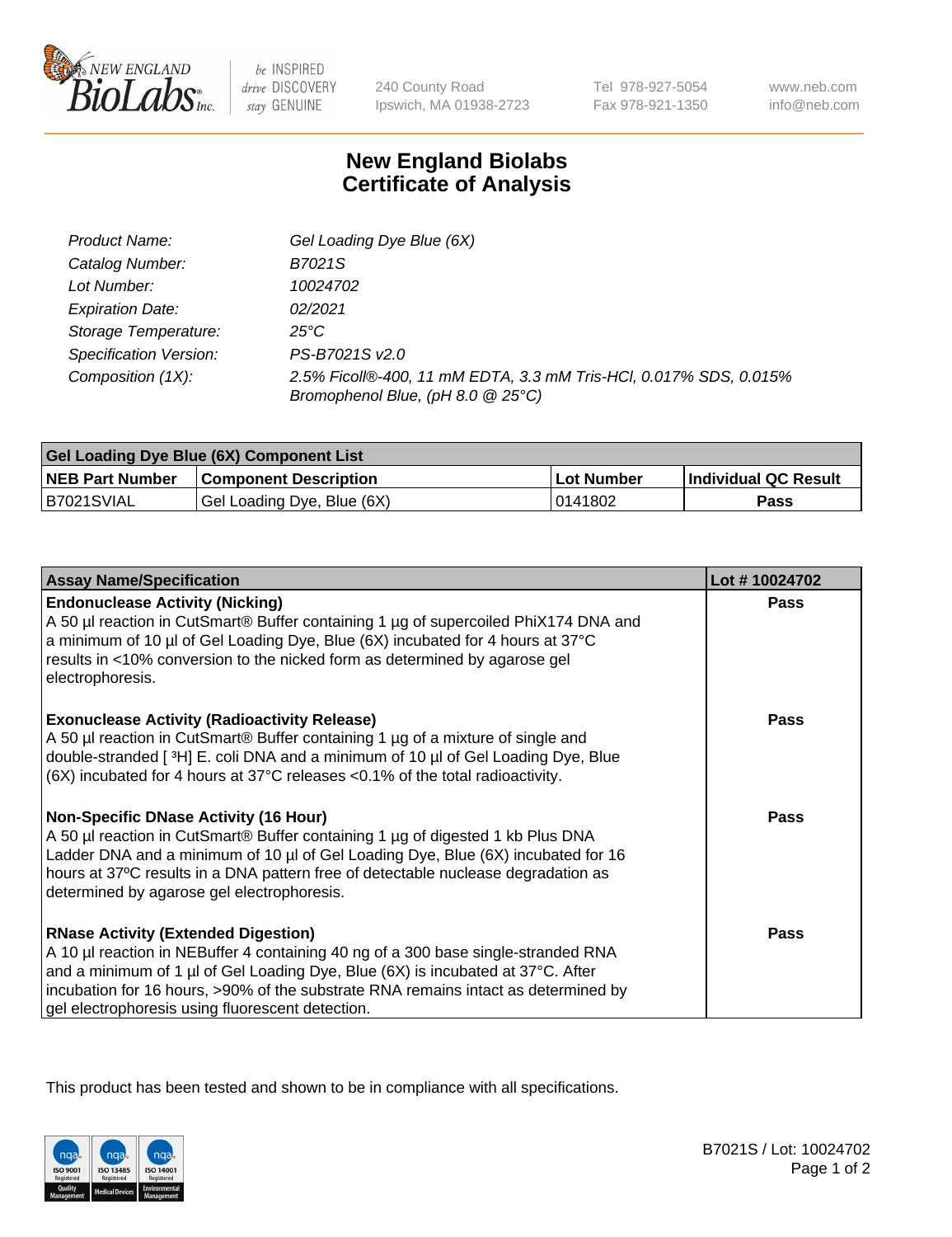# New England Biolabs Certificate of Analysis

| | |
|---|---|
| Product Name: | *Gel Loading Dye Blue (6X)* |
| Catalog Number: | *B7021S* |
| Lot Number: | *10024702* |
| Expiration Date: | *02/2021* |
| Storage Temperature: | *25°C* |
| Specification Version: | *PS-B7021S v2.0* |
| Composition (1X): | *2.5% Ficoll®-400, 11 mM EDTA, 3.3 mM Tris-HCl, 0.017% SDS, 0.015% Bromophenol Blue, (pH 8.0 @ 25°C)* |

| Gel Loading Dye Blue (6X) Component List | | | |
|---|---|---|---|
| **NEB Part Number** | **Component Description** | **Lot Number** | **Individual QC Result** |
| B7021SVIAL | Gel Loading Dye, Blue (6X) | 0141802 | **Pass** |

| Assay Name/Specification | Lot # 10024702 |
|---|---|
| **Endonuclease Activity (Nicking)**<br>A 50 µl reaction in CutSmart® Buffer containing 1 µg of supercoiled PhiX174 DNA and a minimum of 10 µl of Gel Loading Dye, Blue (6X) incubated for 4 hours at 37°C results in <10% conversion to the nicked form as determined by agarose gel electrophoresis. | **Pass** |
| **Exonuclease Activity (Radioactivity Release)**<br>A 50 µl reaction in CutSmart® Buffer containing 1 µg of a mixture of single and double-stranded [ $^3$H] E. coli DNA and a minimum of 10 µl of Gel Loading Dye, Blue (6X) incubated for 4 hours at 37°C releases <0.1% of the total radioactivity. | **Pass** |
| **Non-Specific DNase Activity (16 Hour)**<br>A 50 µl reaction in CutSmart® Buffer containing 1 µg of digested 1 kb Plus DNA Ladder DNA and a minimum of 10 µl of Gel Loading Dye, Blue (6X) incubated for 16 hours at 37ºC results in a DNA pattern free of detectable nuclease degradation as determined by agarose gel electrophoresis. | **Pass** |
| **RNase Activity (Extended Digestion)**<br>A 10 µl reaction in NEBuffer 4 containing 40 ng of a 300 base single-stranded RNA and a minimum of 1 µl of Gel Loading Dye, Blue (6X) is incubated at 37°C. After incubation for 16 hours, >90% of the substrate RNA remains intact as determined by gel electrophoresis using fluorescent detection. | **Pass** |

This product has been tested and shown to be in compliance with all specifications.

B7021S / Lot: 10024702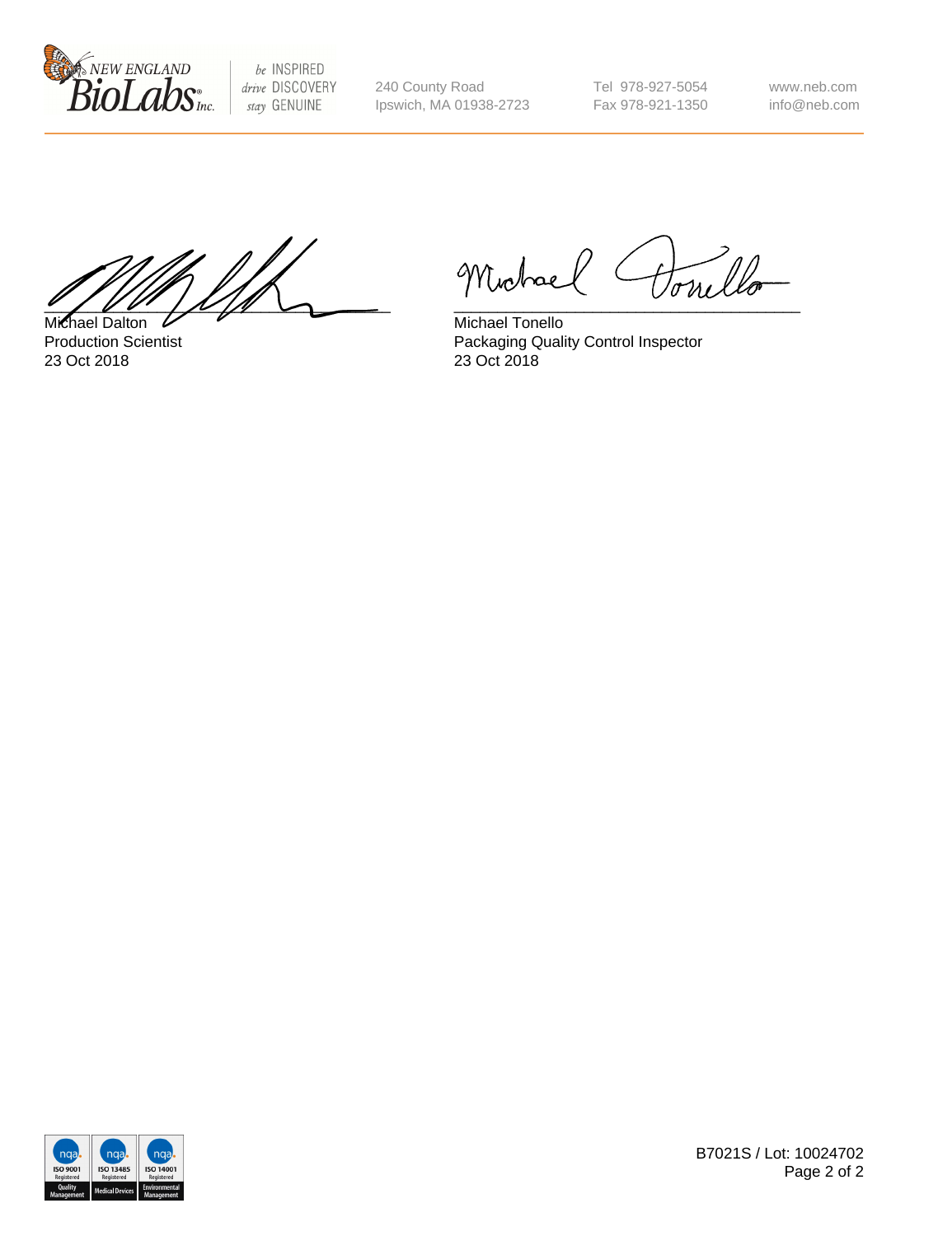Michael Dalton
Production Scientist
23 Oct 2018

Michael Tonello
Packaging Quality Control Inspector
23 Oct 2018

B7021S / Lot: 10024702